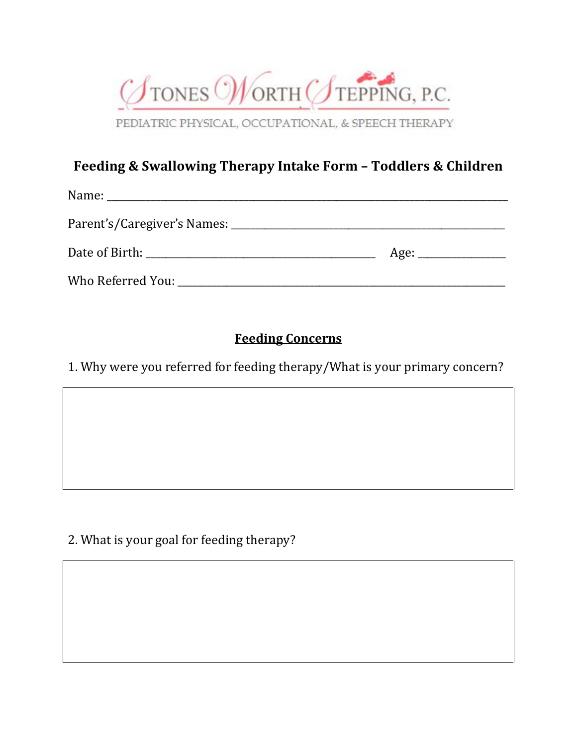STONES WORTH STEPPING, P.C.

PEDIATRIC PHYSICAL, OCCUPATIONAL, & SPEECH THERAPY

## Feeding & Swallowing Therapy Intake Form – Toddlers & Children

Name: ______________________________________________

Parent's/Caregiver's Names: ______________________________________________

Date of Birth: ______________________________ Age: ____________

Who Referred You: ______________________________________________

### Feeding Concerns

1. Why were you referred for feeding therapy/What is your primary concern?

2. What is your goal for feeding therapy?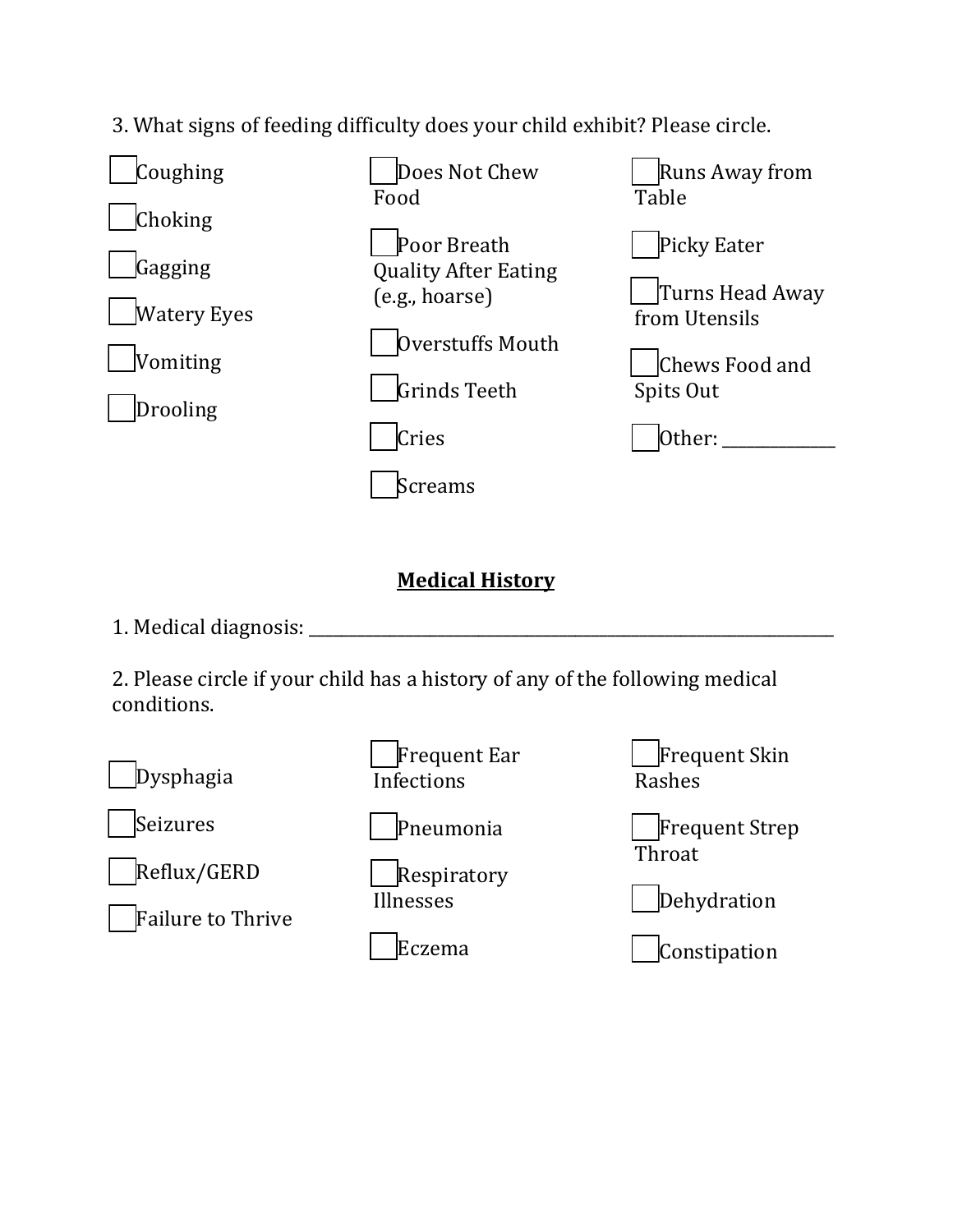3. What signs of feeding difficulty does your child exhibit? Please circle.

- [ ] Coughing
- [ ] Choking
- [ ] Gagging
- [ ] Watery Eyes
- [ ] Vomiting
- [ ] Drooling
- [ ] Does Not Chew Food
- [ ] Poor Breath Quality After Eating (e.g., hoarse)
- [ ] Overstuffs Mouth
- [ ] Grinds Teeth
- [ ] Cries
- [ ] Screams
- [ ] Runs Away from Table
- [ ] Picky Eater
- [ ] Turns Head Away from Utensils
- [ ] Chews Food and Spits Out
- [ ] Other: _____________

## Medical History

1. Medical diagnosis: ____________________________________________________________

2. Please circle if your child has a history of any of the following medical conditions.

- [ ] Dysphagia
- [ ] Seizures
- [ ] Reflux/GERD
- [ ] Failure to Thrive
- [ ] Frequent Ear Infections
- [ ] Pneumonia
- [ ] Respiratory Illnesses
- [ ] Eczema
- [ ] Frequent Skin Rashes
- [ ] Frequent Strep Throat
- [ ] Dehydration
- [ ] Constipation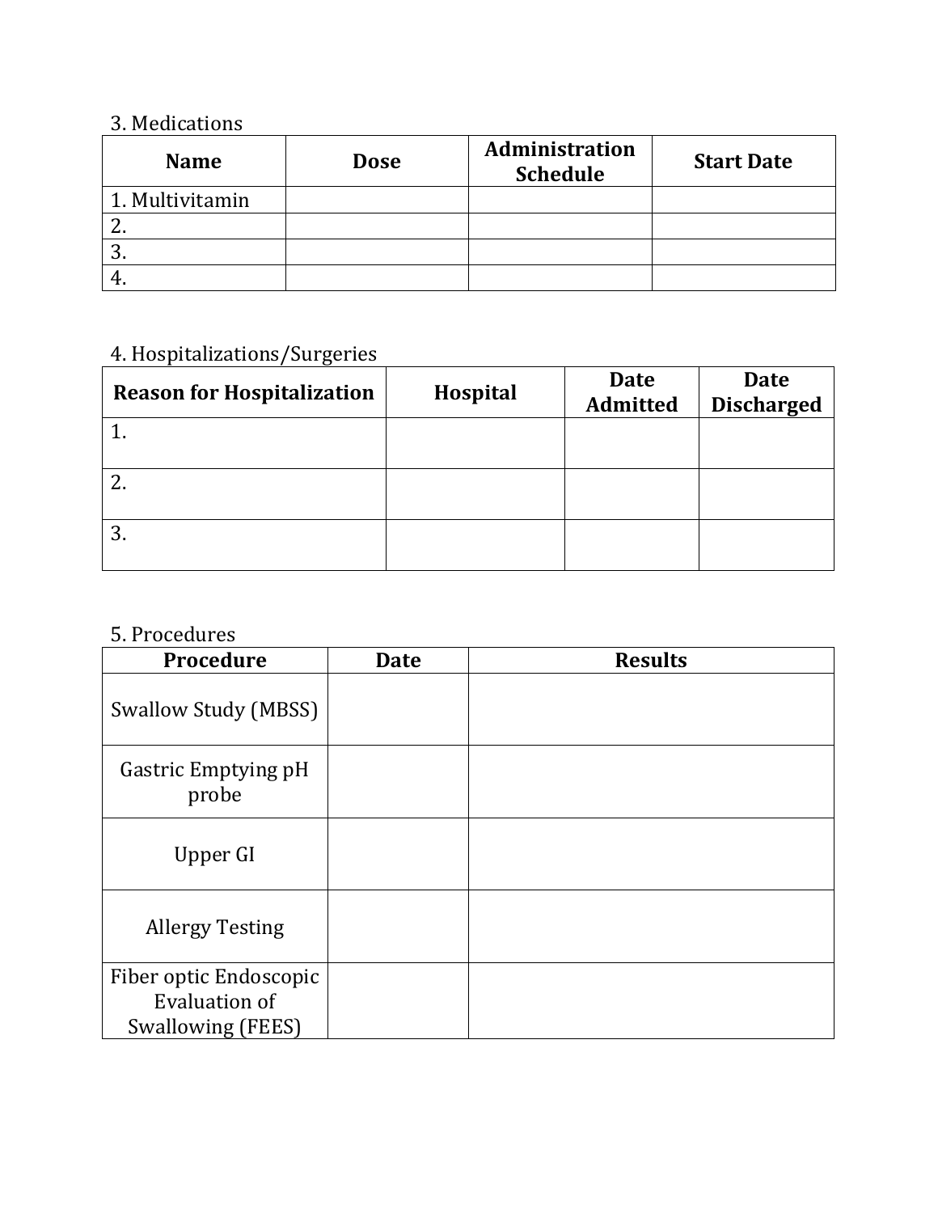3. Medications

| Name | Dose | Administration Schedule | Start Date |
|---|---|---|---|
| 1. Multivitamin | | | |
| 2. | | | |
| 3. | | | |
| 4. | | | |

4. Hospitalizations/Surgeries

| Reason for Hospitalization | Hospital | Date Admitted | Date Discharged |
|---|---|---|---|
| 1. | | | |
| 2. | | | |
| 3. | | | |

5. Procedures

| Procedure | Date | Results |
|---|---|---|
| Swallow Study (MBSS) | | |
| Gastric Emptying pH probe | | |
| Upper GI | | |
| Allergy Testing | | |
| Fiber optic Endoscopic Evaluation of Swallowing (FEES) | | |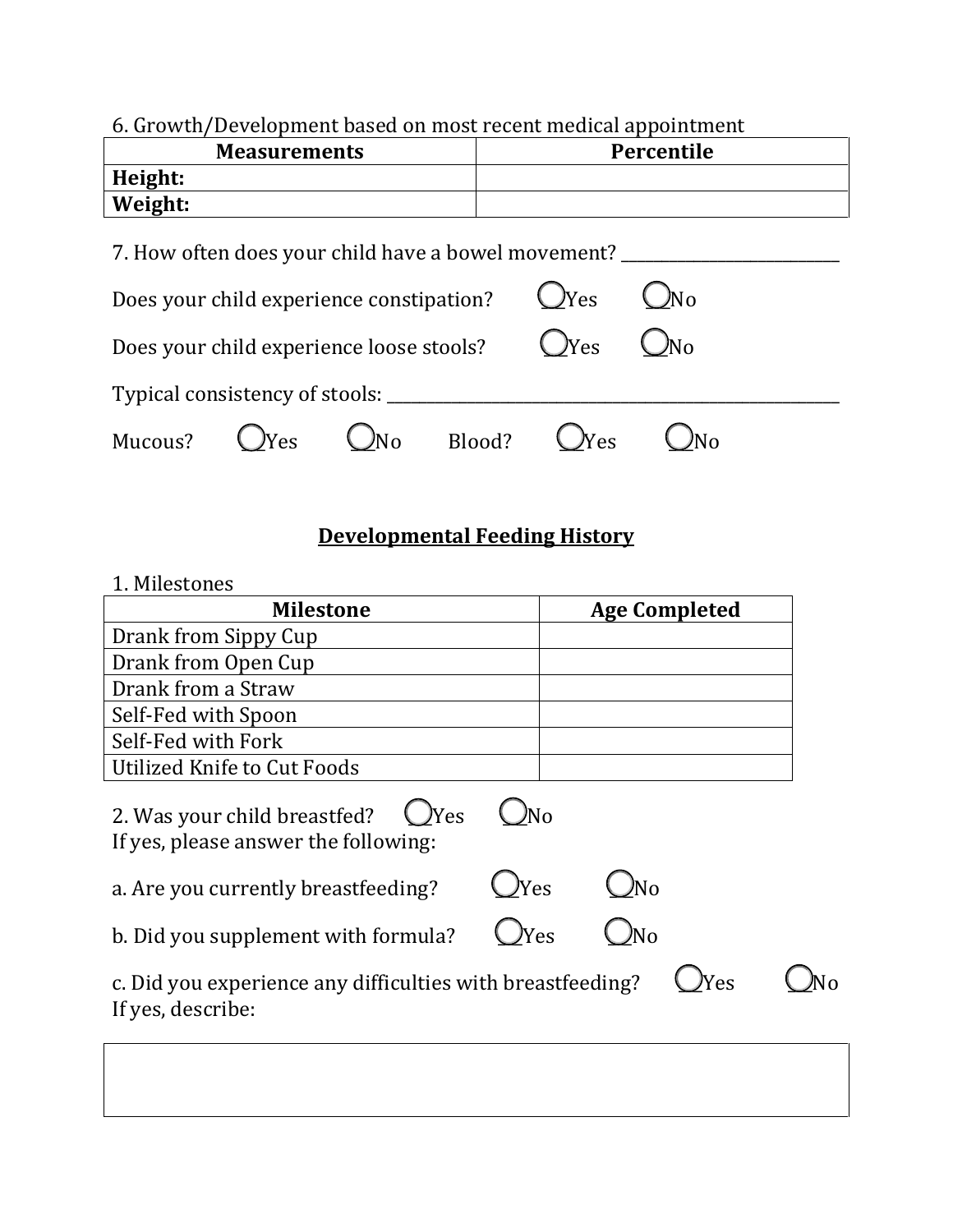6. Growth/Development based on most recent medical appointment

| Measurements | Percentile |
|---|---|
| **Height:** | |
| **Weight:** | |

7. How often does your child have a bowel movement? ___________________________

Does your child experience constipation? ◯ Yes ◯ No

Does your child experience loose stools? ◯ Yes ◯ No

Typical consistency of stools: ___________________________________________________________

Mucous? ◯ Yes ◯ No Blood? ◯ Yes ◯ No

## Developmental Feeding History

1. Milestones

| Milestone | Age Completed |
|---|---|
| Drank from Sippy Cup | |
| Drank from Open Cup | |
| Drank from a Straw | |
| Self-Fed with Spoon | |
| Self-Fed with Fork | |
| Utilized Knife to Cut Foods | |

2. Was your child breastfed? ◯ Yes ◯ No
If yes, please answer the following:

a. Are you currently breastfeeding? ◯ Yes ◯ No

b. Did you supplement with formula? ◯ Yes ◯ No

c. Did you experience any difficulties with breastfeeding? ◯ Yes ◯ No
If yes, describe:

| |
|---|
| |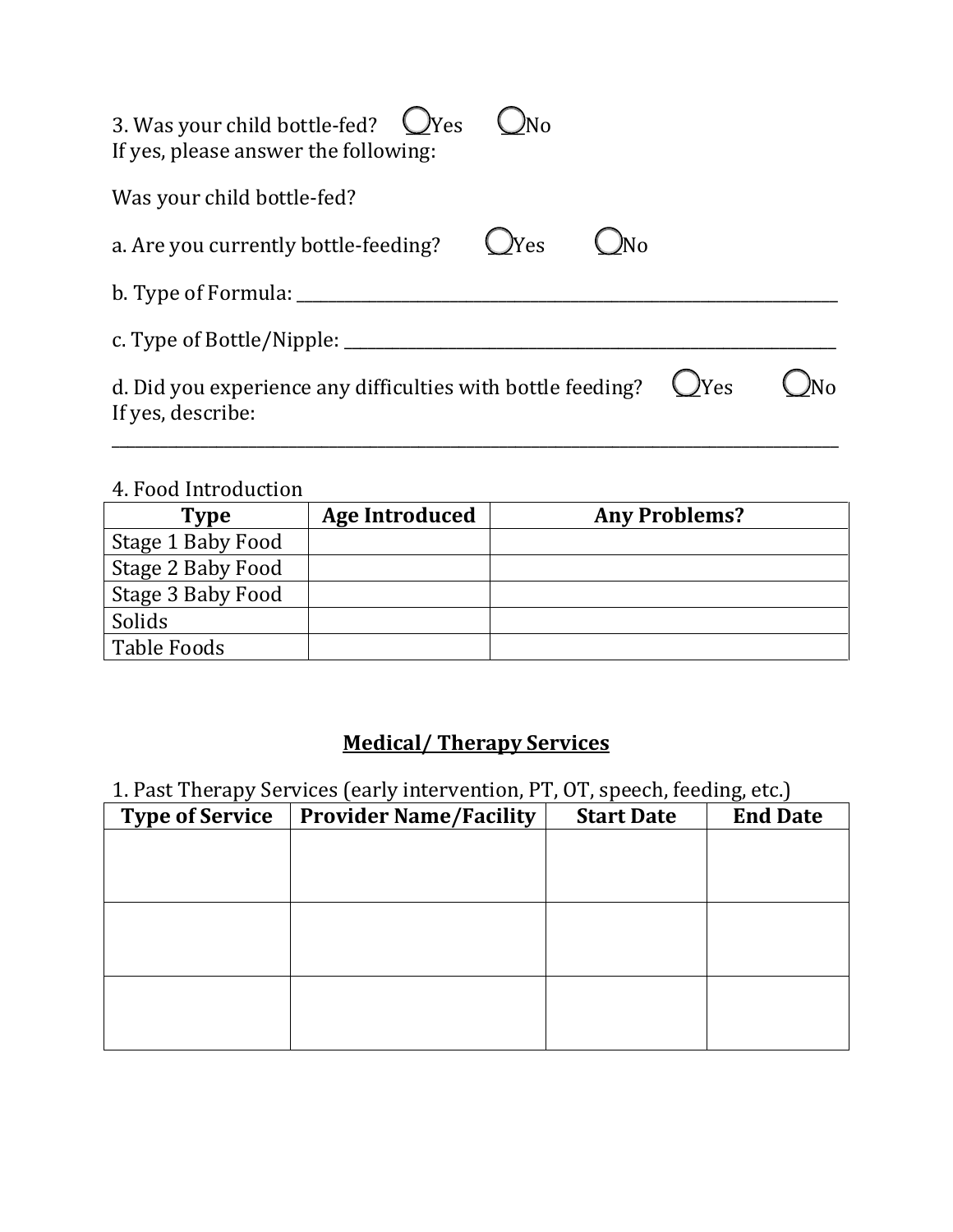3. Was your child bottle-fed? ◯Yes ◯No
If yes, please answer the following:

Was your child bottle-fed?

a. Are you currently bottle-feeding? ◯Yes ◯No

b. Type of Formula: ____________________________________________

c. Type of Bottle/Nipple: ____________________________________________

d. Did you experience any difficulties with bottle feeding? ◯Yes ◯No
If yes, describe:

____________________________________________________________

4. Food Introduction

| Type | Age Introduced | Any Problems? |
|---|---|---|
| Stage 1 Baby Food | | |
| Stage 2 Baby Food | | |
| Stage 3 Baby Food | | |
| Solids | | |
| Table Foods | | |

## Medical/ Therapy Services

1. Past Therapy Services (early intervention, PT, OT, speech, feeding, etc.)

| Type of Service | Provider Name/Facility | Start Date | End Date |
|---|---|---|---|
| | | | |
| | | | |
| | | | |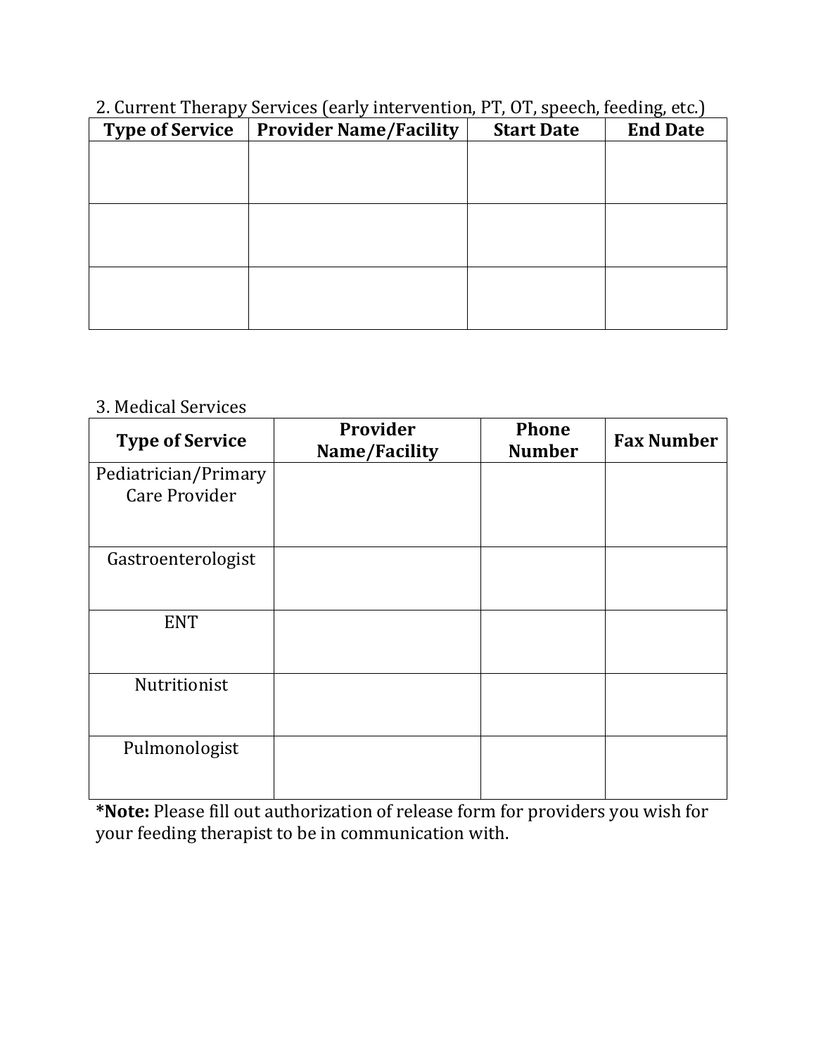2. Current Therapy Services (early intervention, PT, OT, speech, feeding, etc.)

| Type of Service | Provider Name/Facility | Start Date | End Date |
|---|---|---|---|
| | | | |
| | | | |
| | | | |

3. Medical Services

| Type of Service | Provider Name/Facility | Phone Number | Fax Number |
|---|---|---|---|
| Pediatrician/Primary Care Provider | | | |
| Gastroenterologist | | | |
| ENT | | | |
| Nutritionist | | | |
| Pulmonologist | | | |

***Note:** Please fill out authorization of release form for providers you wish for your feeding therapist to be in communication with.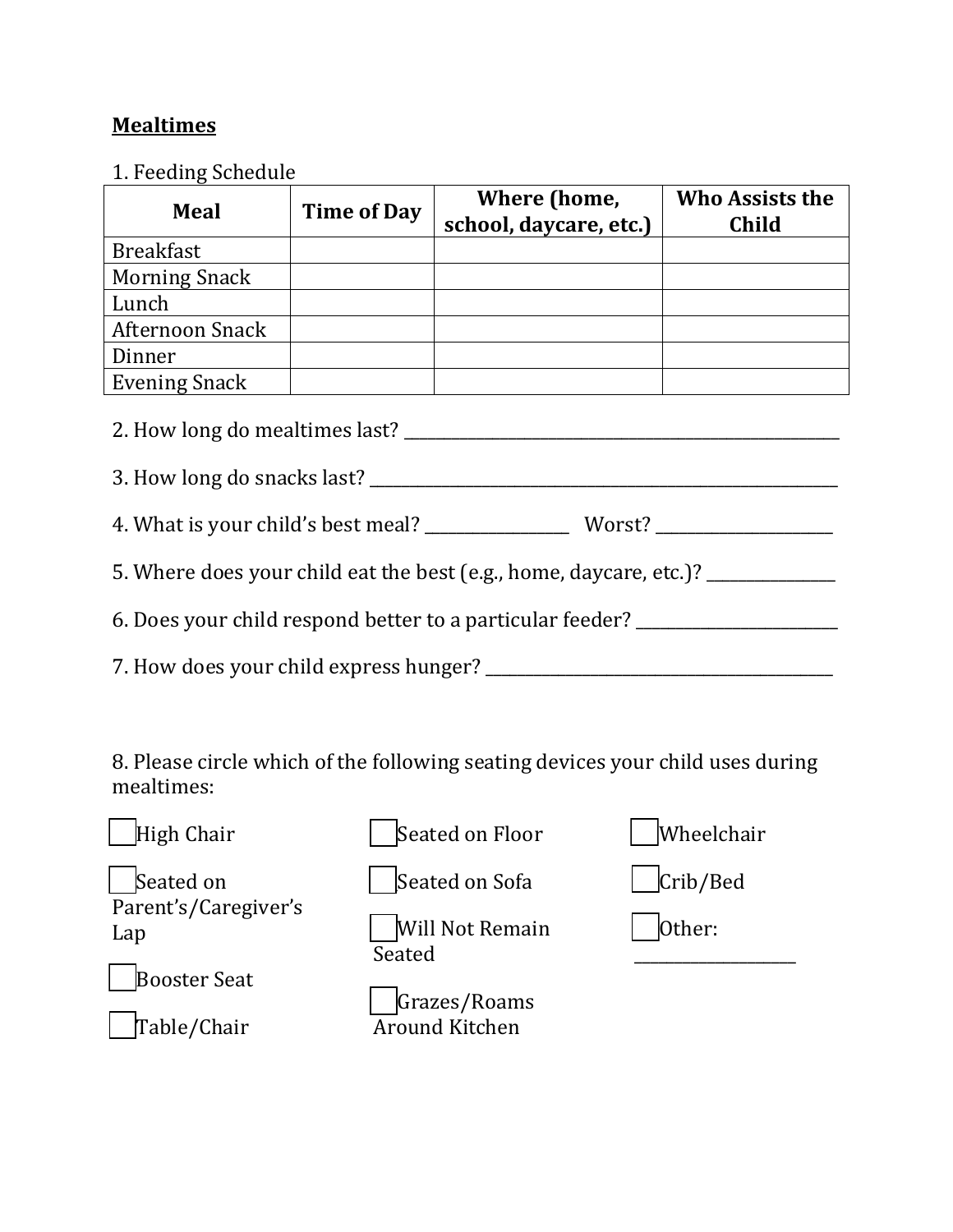**Mealtimes**

1. Feeding Schedule

| Meal | Time of Day | Where (home, school, daycare, etc.) | Who Assists the Child |
|---|---|---|---|
| Breakfast | | | |
| Morning Snack | | | |
| Lunch | | | |
| Afternoon Snack | | | |
| Dinner | | | |
| Evening Snack | | | |

2. How long do mealtimes last? ____________________________________________

3. How long do snacks last? ______________________________________________

4. What is your child's best meal? _______________ Worst? ___________________

5. Where does your child eat the best (e.g., home, daycare, etc.)? _____________

6. Does your child respond better to a particular feeder? ______________________

7. How does your child express hunger? ___________________________________

8. Please circle which of the following seating devices your child uses during mealtimes:

- ☐ High Chair
- ☐ Seated on Parent's/Caregiver's Lap
- ☐ Booster Seat
- ☐ Table/Chair
- ☐ Seated on Floor
- ☐ Seated on Sofa
- ☐ Will Not Remain Seated
- ☐ Grazes/Roams Around Kitchen
- ☐ Wheelchair
- ☐ Crib/Bed
- ☐ Other: ________________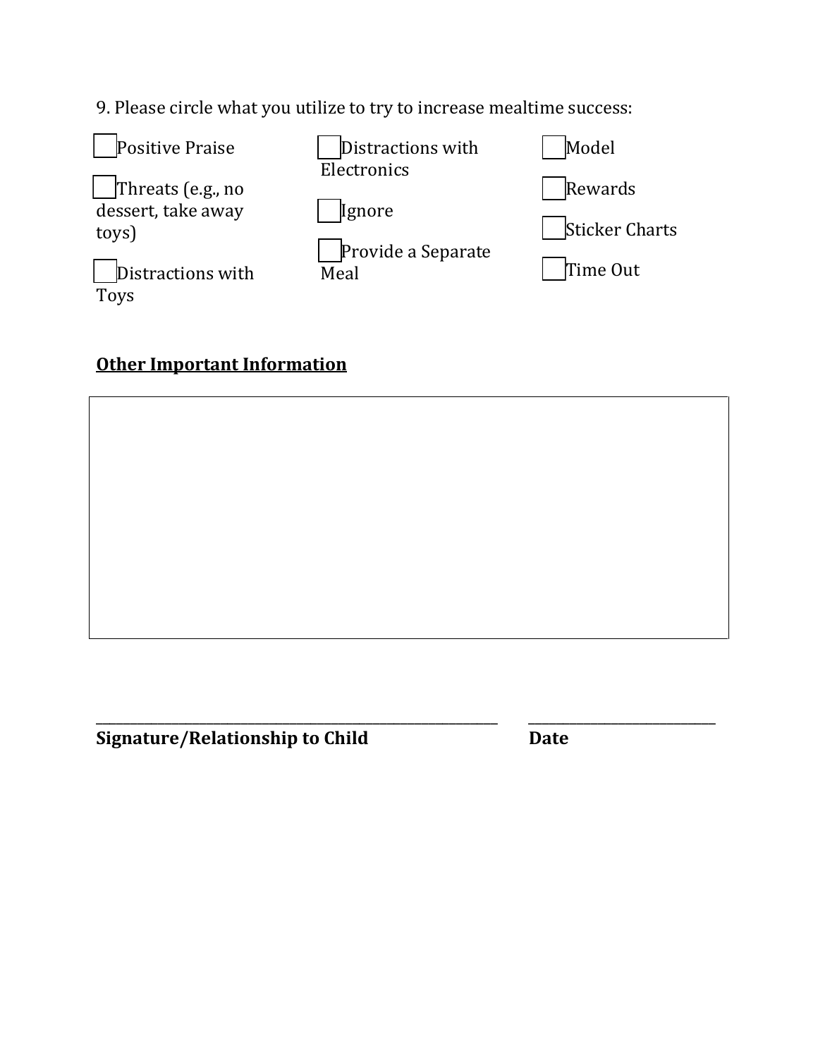9. Please circle what you utilize to try to increase mealtime success:

- ☐ Positive Praise
- ☐ Threats (e.g., no dessert, take away toys)
- ☐ Distractions with Toys
- ☐ Distractions with Electronics
- ☐ Ignore
- ☐ Provide a Separate Meal
- ☐ Model
- ☐ Rewards
- ☐ Sticker Charts
- ☐ Time Out

**Other Important Information**

| |
|---|
| |

______________________________________________ ____________________

**Signature/Relationship to Child** **Date**